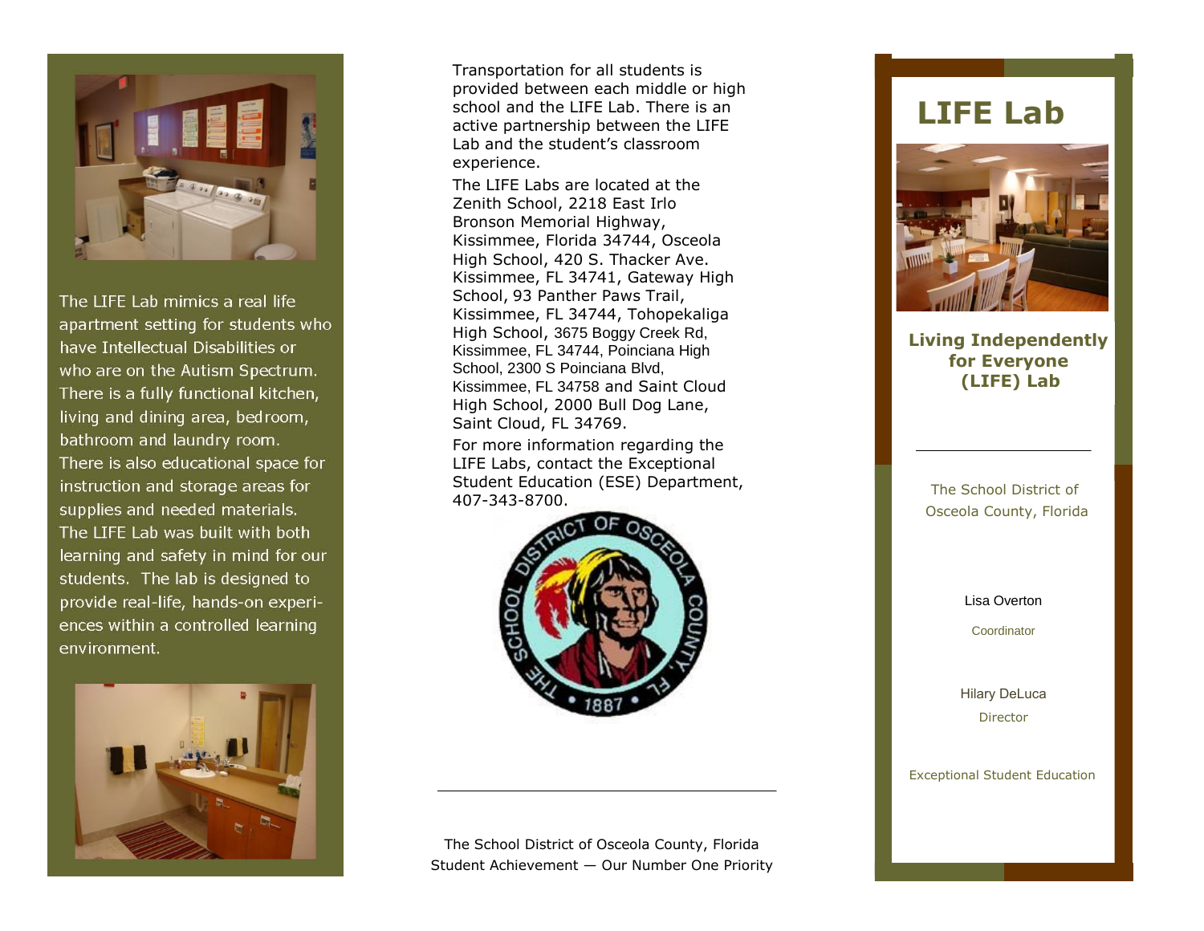The LIFE Lab mimics a real life apartment setting for students who have Intellectual Disabilities or who are on the Autism Spectrum. There is a fully functional kitchen, living and dining area, bedroom, bathroom and laundry room. There is also educational space for instruction and storage areas for supplies and needed materials. The LIFE Lab was built with both learning and safety in mind for our students. The lab is designed to provide real-life, hands-on experiences within a controlled learning environment.

Transportation for all students is provided between each middle or high school and the LIFE Lab. There is an active partnership between the LIFE Lab and the student's classroom experience.

The LIFE Labs are located at the Zenith School, 2218 East Irlo Bronson Memorial Highway, Kissimmee, Florida 34744, Osceola High School, 420 S. Thacker Ave. Kissimmee, FL 34741, Gateway High School, 93 Panther Paws Trail, Kissimmee, FL 34744, Tohopekaliga High School, 3675 Boggy Creek Rd, Kissimmee, FL 34744, Poinciana High School, 2300 S Poinciana Blvd, Kissimmee, FL 34758 and Saint Cloud High School, 2000 Bull Dog Lane, Saint Cloud, FL 34769.

For more information regarding the LIFE Labs, contact the Exceptional Student Education (ESE) Department, 407-343-8700.

The School District of Osceola County, Florida
Student Achievement — Our Number One Priority

# LIFE Lab

## Living Independently for Everyone (LIFE) Lab

The School District of Osceola County, Florida

Lisa Overton
Coordinator

Hilary DeLuca
Director

Exceptional Student Education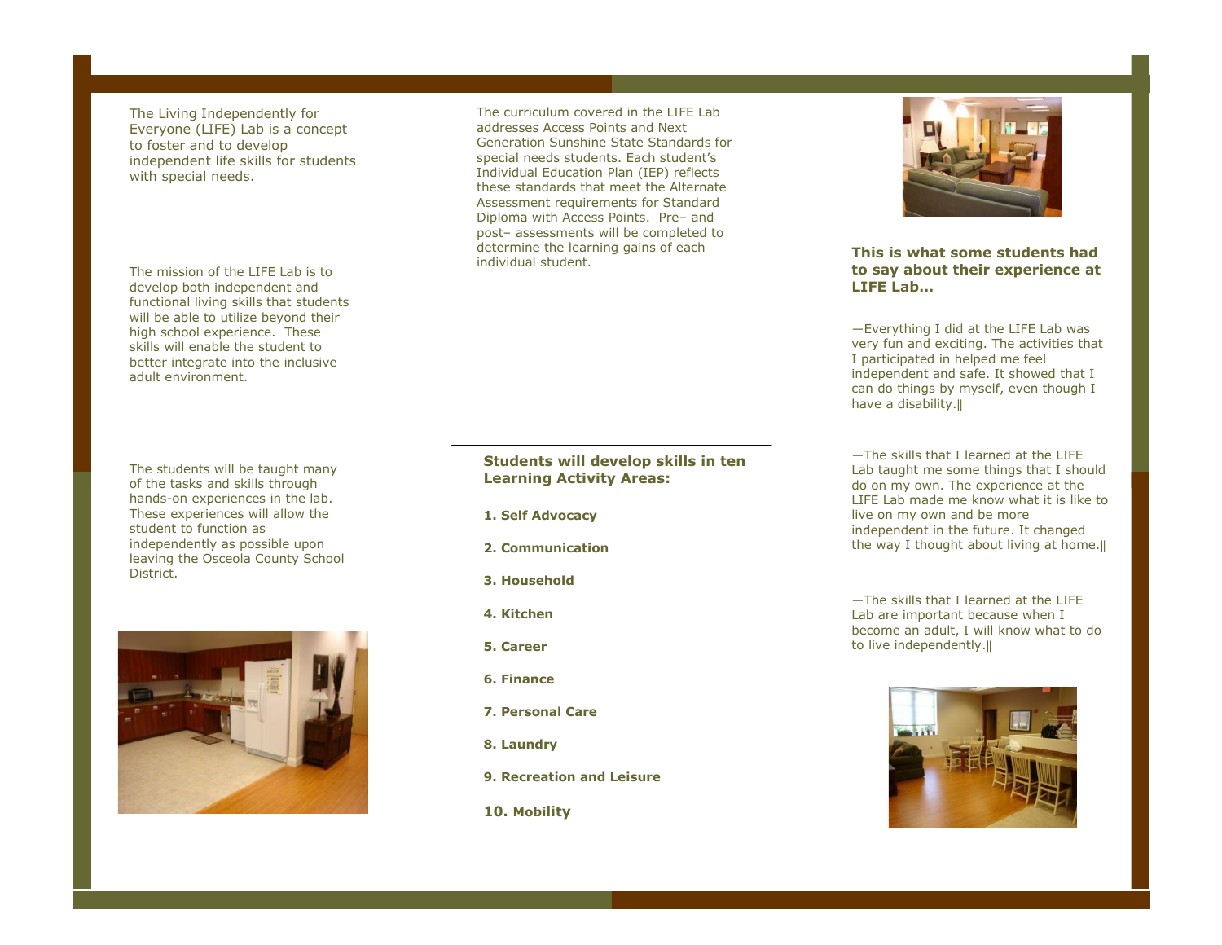The Living Independently for Everyone (LIFE) Lab is a concept to foster and to develop independent life skills for students with special needs.

The mission of the LIFE Lab is to develop both independent and functional living skills that students will be able to utilize beyond their high school experience. These skills will enable the student to better integrate into the inclusive adult environment.

The students will be taught many of the tasks and skills through hands-on experiences in the lab. These experiences will allow the student to function as independently as possible upon leaving the Osceola County School District.

The curriculum covered in the LIFE Lab addresses Access Points and Next Generation Sunshine State Standards for special needs students. Each student's Individual Education Plan (IEP) reflects these standards that meet the Alternate Assessment requirements for Standard Diploma with Access Points. Pre– and post– assessments will be completed to determine the learning gains of each individual student.

**Students will develop skills in ten Learning Activity Areas:**

**1. Self Advocacy**

**2. Communication**

**3. Household**

**4. Kitchen**

**5. Career**

**6. Finance**

**7. Personal Care**

**8. Laundry**

**9. Recreation and Leisure**

**10. Mobility**

**This is what some students had to say about their experience at LIFE Lab…**

—Everything I did at the LIFE Lab was very fun and exciting. The activities that I participated in helped me feel independent and safe. It showed that I can do things by myself, even though I have a disability.‖

—The skills that I learned at the LIFE Lab taught me some things that I should do on my own. The experience at the LIFE Lab made me know what it is like to live on my own and be more independent in the future. It changed the way I thought about living at home.‖

—The skills that I learned at the LIFE Lab are important because when I become an adult, I will know what to do to live independently.‖